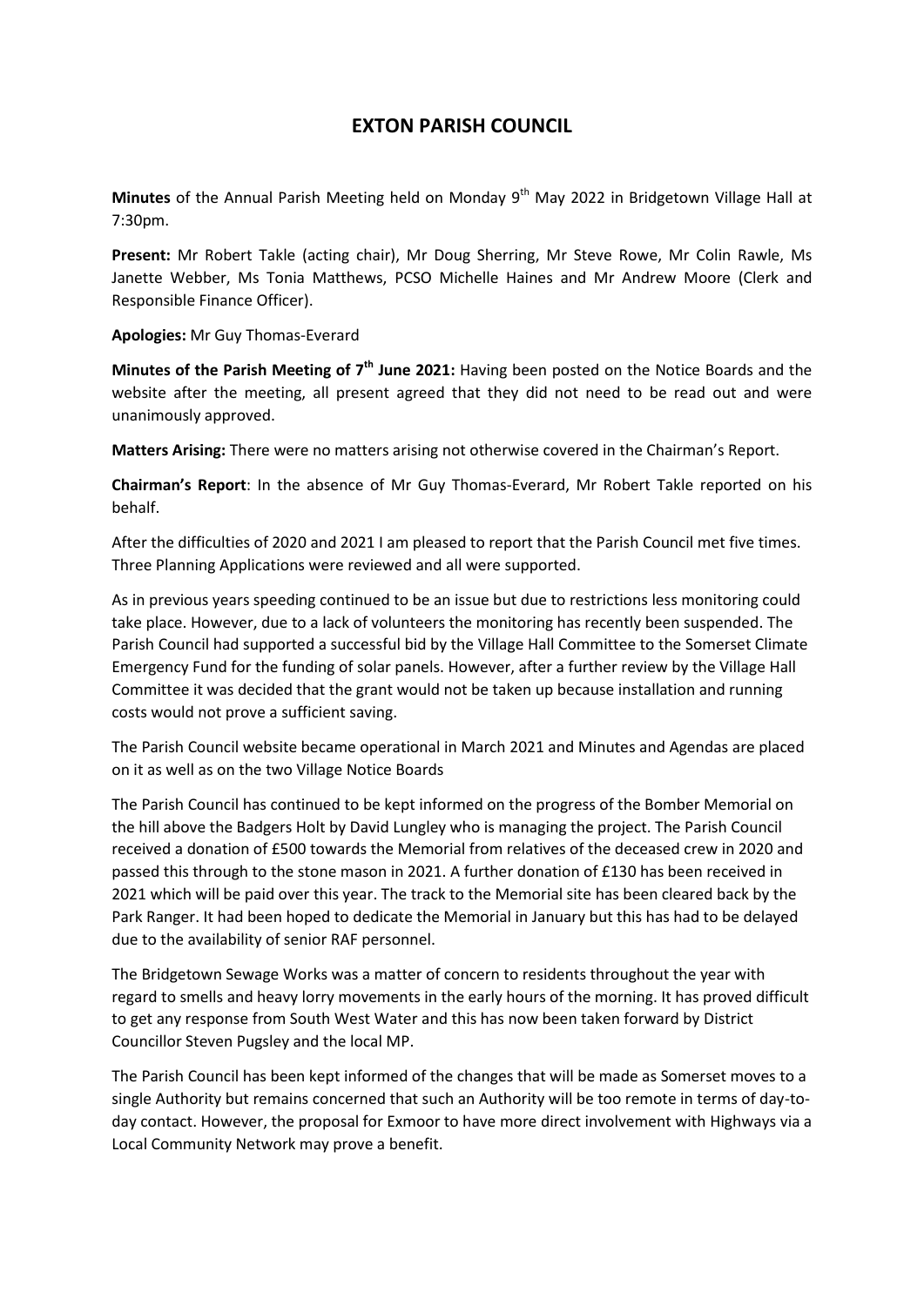# EXTON PARISH COUNCIL

**Minutes** of the Annual Parish Meeting held on Monday 9th May 2022 in Bridgetown Village Hall at 7:30pm.

**Present:** Mr Robert Takle (acting chair), Mr Doug Sherring, Mr Steve Rowe, Mr Colin Rawle, Ms Janette Webber, Ms Tonia Matthews, PCSO Michelle Haines and Mr Andrew Moore (Clerk and Responsible Finance Officer).

**Apologies:** Mr Guy Thomas-Everard

**Minutes of the Parish Meeting of 7th June 2021:** Having been posted on the Notice Boards and the website after the meeting, all present agreed that they did not need to be read out and were unanimously approved.

**Matters Arising:** There were no matters arising not otherwise covered in the Chairman's Report.

**Chairman's Report**: In the absence of Mr Guy Thomas-Everard, Mr Robert Takle reported on his behalf.

After the difficulties of 2020 and 2021 I am pleased to report that the Parish Council met five times. Three Planning Applications were reviewed and all were supported.

As in previous years speeding continued to be an issue but due to restrictions less monitoring could take place. However, due to a lack of volunteers the monitoring has recently been suspended. The Parish Council had supported a successful bid by the Village Hall Committee to the Somerset Climate Emergency Fund for the funding of solar panels. However, after a further review by the Village Hall Committee it was decided that the grant would not be taken up because installation and running costs would not prove a sufficient saving.

The Parish Council website became operational in March 2021 and Minutes and Agendas are placed on it as well as on the two Village Notice Boards

The Parish Council has continued to be kept informed on the progress of the Bomber Memorial on the hill above the Badgers Holt by David Lungley who is managing the project. The Parish Council received a donation of £500 towards the Memorial from relatives of the deceased crew in 2020 and passed this through to the stone mason in 2021. A further donation of £130 has been received in 2021 which will be paid over this year. The track to the Memorial site has been cleared back by the Park Ranger. It had been hoped to dedicate the Memorial in January but this has had to be delayed due to the availability of senior RAF personnel.

The Bridgetown Sewage Works was a matter of concern to residents throughout the year with regard to smells and heavy lorry movements in the early hours of the morning. It has proved difficult to get any response from South West Water and this has now been taken forward by District Councillor Steven Pugsley and the local MP.

The Parish Council has been kept informed of the changes that will be made as Somerset moves to a single Authority but remains concerned that such an Authority will be too remote in terms of day-to-day contact. However, the proposal for Exmoor to have more direct involvement with Highways via a Local Community Network may prove a benefit.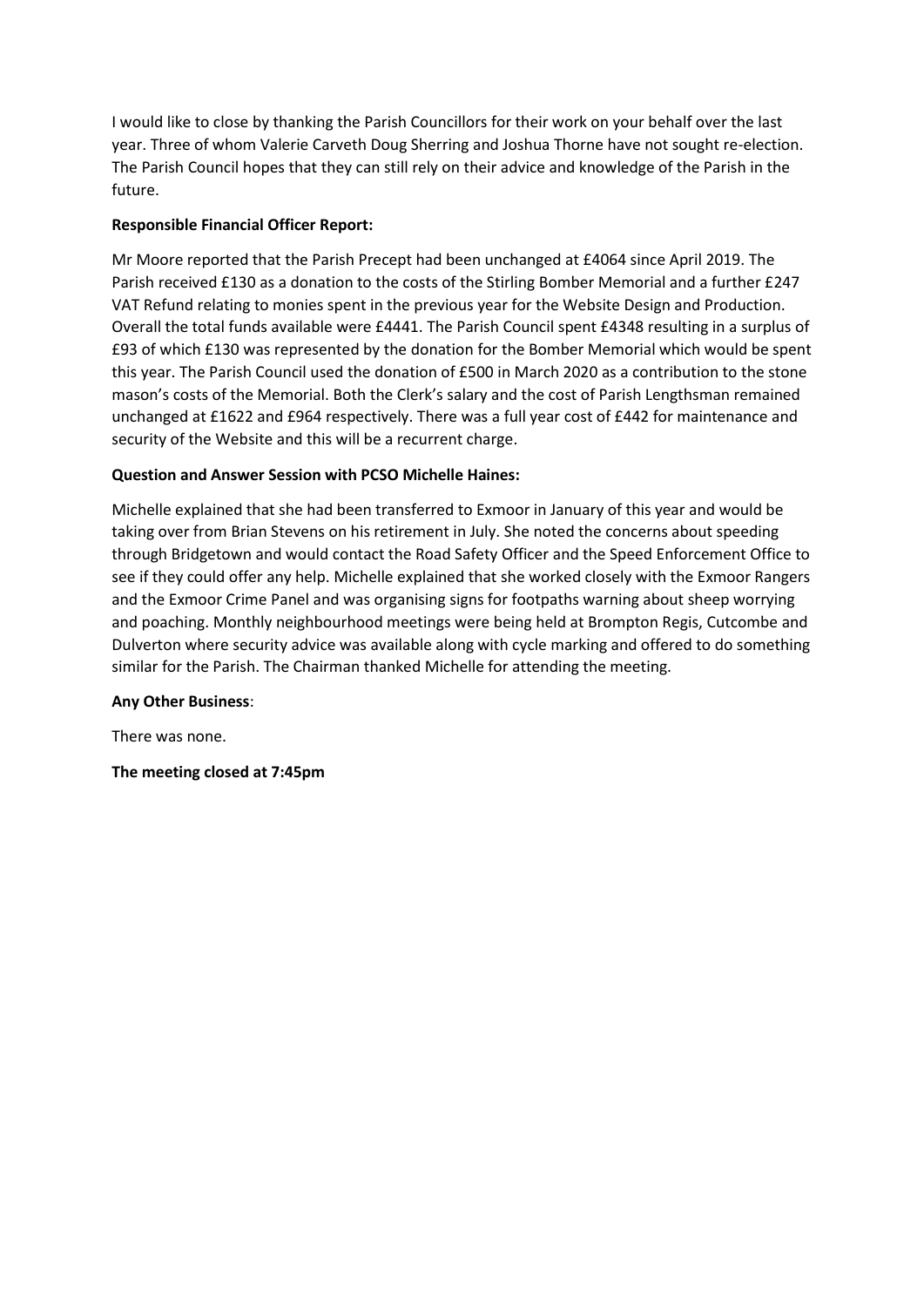I would like to close by thanking the Parish Councillors for their work on your behalf over the last year. Three of whom Valerie Carveth Doug Sherring and Joshua Thorne have not sought re-election. The Parish Council hopes that they can still rely on their advice and knowledge of the Parish in the future.

**Responsible Financial Officer Report:**

Mr Moore reported that the Parish Precept had been unchanged at £4064 since April 2019. The Parish received £130 as a donation to the costs of the Stirling Bomber Memorial and a further £247 VAT Refund relating to monies spent in the previous year for the Website Design and Production. Overall the total funds available were £4441. The Parish Council spent £4348 resulting in a surplus of £93 of which £130 was represented by the donation for the Bomber Memorial which would be spent this year. The Parish Council used the donation of £500 in March 2020 as a contribution to the stone mason's costs of the Memorial. Both the Clerk's salary and the cost of Parish Lengthsman remained unchanged at £1622 and £964 respectively. There was a full year cost of £442 for maintenance and security of the Website and this will be a recurrent charge.

**Question and Answer Session with PCSO Michelle Haines:**

Michelle explained that she had been transferred to Exmoor in January of this year and would be taking over from Brian Stevens on his retirement in July. She noted the concerns about speeding through Bridgetown and would contact the Road Safety Officer and the Speed Enforcement Office to see if they could offer any help. Michelle explained that she worked closely with the Exmoor Rangers and the Exmoor Crime Panel and was organising signs for footpaths warning about sheep worrying and poaching. Monthly neighbourhood meetings were being held at Brompton Regis, Cutcombe and Dulverton where security advice was available along with cycle marking and offered to do something similar for the Parish. The Chairman thanked Michelle for attending the meeting.

**Any Other Business**:

There was none.

**The meeting closed at 7:45pm**